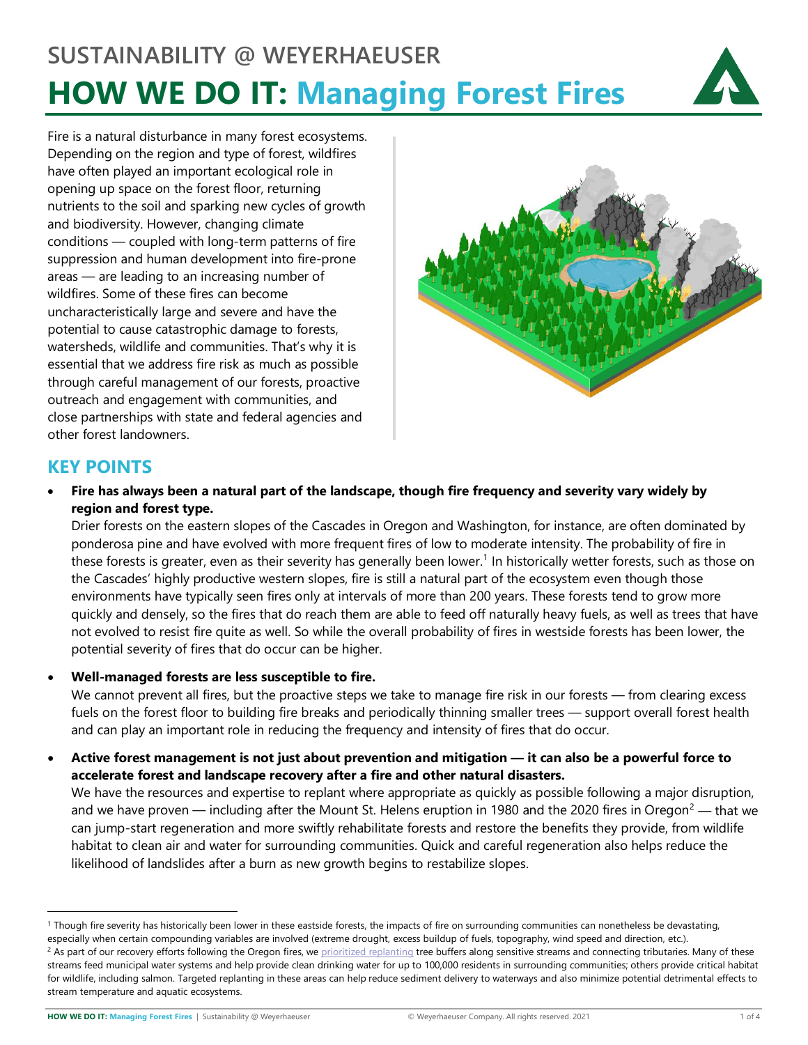# SUSTAINABILITY @ WEYERHAEUSER

# HOW WE DO IT: Managing Forest Fires

Fire is a natural disturbance in many forest ecosystems. Depending on the region and type of forest, wildfires have often played an important ecological role in opening up space on the forest floor, returning nutrients to the soil and sparking new cycles of growth and biodiversity. However, changing climate conditions — coupled with long-term patterns of fire suppression and human development into fire-prone areas — are leading to an increasing number of wildfires. Some of these fires can become uncharacteristically large and severe and have the potential to cause catastrophic damage to forests, watersheds, wildlife and communities. That's why it is essential that we address fire risk as much as possible through careful management of our forests, proactive outreach and engagement with communities, and close partnerships with state and federal agencies and other forest landowners.

## KEY POINTS

- **Fire has always been a natural part of the landscape, though fire frequency and severity vary widely by region and forest type.**
  Drier forests on the eastern slopes of the Cascades in Oregon and Washington, for instance, are often dominated by ponderosa pine and have evolved with more frequent fires of low to moderate intensity. The probability of fire in these forests is greater, even as their severity has generally been lower.[1] In historically wetter forests, such as those on the Cascades' highly productive western slopes, fire is still a natural part of the ecosystem even though those environments have typically seen fires only at intervals of more than 200 years. These forests tend to grow more quickly and densely, so the fires that do reach them are able to feed off naturally heavy fuels, as well as trees that have not evolved to resist fire quite as well. So while the overall probability of fires in westside forests has been lower, the potential severity of fires that do occur can be higher.

- **Well-managed forests are less susceptible to fire.**
  We cannot prevent all fires, but the proactive steps we take to manage fire risk in our forests — from clearing excess fuels on the forest floor to building fire breaks and periodically thinning smaller trees — support overall forest health and can play an important role in reducing the frequency and intensity of fires that do occur.

- **Active forest management is not just about prevention and mitigation — it can also be a powerful force to accelerate forest and landscape recovery after a fire and other natural disasters.**
  We have the resources and expertise to replant where appropriate as quickly as possible following a major disruption, and we have proven — including after the Mount St. Helens eruption in 1980 and the 2020 fires in Oregon[2] — that we can jump-start regeneration and more swiftly rehabilitate forests and restore the benefits they provide, from wildlife habitat to clean air and water for surrounding communities. Quick and careful regeneration also helps reduce the likelihood of landslides after a burn as new growth begins to restabilize slopes.

---

[1] Though fire severity has historically been lower in these eastside forests, the impacts of fire on surrounding communities can nonetheless be devastating, especially when certain compounding variables are involved (extreme drought, excess buildup of fuels, topography, wind speed and direction, etc.).

[2] As part of our recovery efforts following the Oregon fires, we prioritized replanting tree buffers along sensitive streams and connecting tributaries. Many of these streams feed municipal water systems and help provide clean drinking water for up to 100,000 residents in surrounding communities; others provide critical habitat for wildlife, including salmon. Targeted replanting in these areas can help reduce sediment delivery to waterways and also minimize potential detrimental effects to stream temperature and aquatic ecosystems.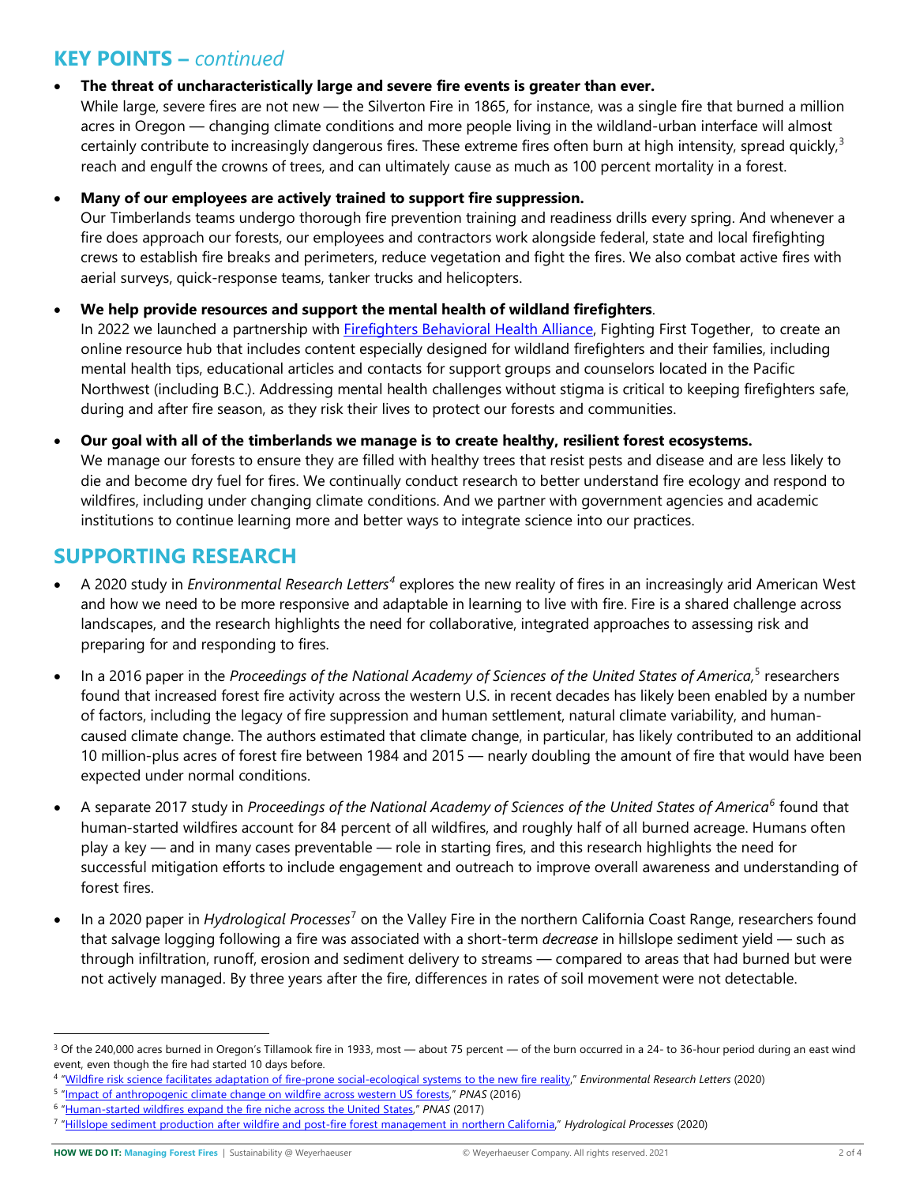## KEY POINTS – *continued*

- **The threat of uncharacteristically large and severe fire events is greater than ever.**
  While large, severe fires are not new — the Silverton Fire in 1865, for instance, was a single fire that burned a million acres in Oregon — changing climate conditions and more people living in the wildland-urban interface will almost certainly contribute to increasingly dangerous fires. These extreme fires often burn at high intensity, spread quickly,[3] reach and engulf the crowns of trees, and can ultimately cause as much as 100 percent mortality in a forest.

- **Many of our employees are actively trained to support fire suppression.**
  Our Timberlands teams undergo thorough fire prevention training and readiness drills every spring. And whenever a fire does approach our forests, our employees and contractors work alongside federal, state and local firefighting crews to establish fire breaks and perimeters, reduce vegetation and fight the fires. We also combat active fires with aerial surveys, quick-response teams, tanker trucks and helicopters.

- **We help provide resources and support the mental health of wildland firefighters**.
  In 2022 we launched a partnership with Firefighters Behavioral Health Alliance, Fighting First Together, to create an online resource hub that includes content especially designed for wildland firefighters and their families, including mental health tips, educational articles and contacts for support groups and counselors located in the Pacific Northwest (including B.C.). Addressing mental health challenges without stigma is critical to keeping firefighters safe, during and after fire season, as they risk their lives to protect our forests and communities.

- **Our goal with all of the timberlands we manage is to create healthy, resilient forest ecosystems.**
  We manage our forests to ensure they are filled with healthy trees that resist pests and disease and are less likely to die and become dry fuel for fires. We continually conduct research to better understand fire ecology and respond to wildfires, including under changing climate conditions. And we partner with government agencies and academic institutions to continue learning more and better ways to integrate science into our practices.

## SUPPORTING RESEARCH

- A 2020 study in *Environmental Research Letters*[4] explores the new reality of fires in an increasingly arid American West and how we need to be more responsive and adaptable in learning to live with fire. Fire is a shared challenge across landscapes, and the research highlights the need for collaborative, integrated approaches to assessing risk and preparing for and responding to fires.

- In a 2016 paper in the *Proceedings of the National Academy of Sciences of the United States of America,*[5] researchers found that increased forest fire activity across the western U.S. in recent decades has likely been enabled by a number of factors, including the legacy of fire suppression and human settlement, natural climate variability, and human-caused climate change. The authors estimated that climate change, in particular, has likely contributed to an additional 10 million-plus acres of forest fire between 1984 and 2015 — nearly doubling the amount of fire that would have been expected under normal conditions.

- A separate 2017 study in *Proceedings of the National Academy of Sciences of the United States of America*[6] found that human-started wildfires account for 84 percent of all wildfires, and roughly half of all burned acreage. Humans often play a key — and in many cases preventable — role in starting fires, and this research highlights the need for successful mitigation efforts to include engagement and outreach to improve overall awareness and understanding of forest fires.

- In a 2020 paper in *Hydrological Processes*[7] on the Valley Fire in the northern California Coast Range, researchers found that salvage logging following a fire was associated with a short-term *decrease* in hillslope sediment yield — such as through infiltration, runoff, erosion and sediment delivery to streams — compared to areas that had burned but were not actively managed. By three years after the fire, differences in rates of soil movement were not detectable.

---

[3] Of the 240,000 acres burned in Oregon's Tillamook fire in 1933, most — about 75 percent — of the burn occurred in a 24- to 36-hour period during an east wind event, even though the fire had started 10 days before.

[4] "Wildfire risk science facilitates adaptation of fire-prone social-ecological systems to the new fire reality," *Environmental Research Letters* (2020)

[5] "Impact of anthropogenic climate change on wildfire across western US forests," *PNAS* (2016)

[6] "Human-started wildfires expand the fire niche across the United States," *PNAS* (2017)

[7] "Hillslope sediment production after wildfire and post-fire forest management in northern California," *Hydrological Processes* (2020)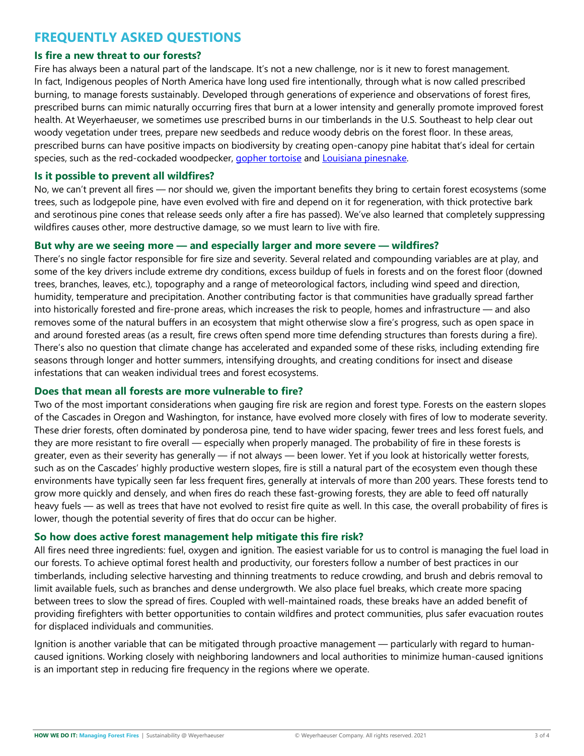# FREQUENTLY ASKED QUESTIONS

## Is fire a new threat to our forests?

Fire has always been a natural part of the landscape. It's not a new challenge, nor is it new to forest management. In fact, Indigenous peoples of North America have long used fire intentionally, through what is now called prescribed burning, to manage forests sustainably. Developed through generations of experience and observations of forest fires, prescribed burns can mimic naturally occurring fires that burn at a lower intensity and generally promote improved forest health. At Weyerhaeuser, we sometimes use prescribed burns in our timberlands in the U.S. Southeast to help clear out woody vegetation under trees, prepare new seedbeds and reduce woody debris on the forest floor. In these areas, prescribed burns can have positive impacts on biodiversity by creating open-canopy pine habitat that's ideal for certain species, such as the red-cockaded woodpecker, gopher tortoise and Louisiana pinesnake.

## Is it possible to prevent all wildfires?

No, we can't prevent all fires — nor should we, given the important benefits they bring to certain forest ecosystems (some trees, such as lodgepole pine, have even evolved with fire and depend on it for regeneration, with thick protective bark and serotinous pine cones that release seeds only after a fire has passed). We've also learned that completely suppressing wildfires causes other, more destructive damage, so we must learn to live with fire.

## But why are we seeing more — and especially larger and more severe — wildfires?

There's no single factor responsible for fire size and severity. Several related and compounding variables are at play, and some of the key drivers include extreme dry conditions, excess buildup of fuels in forests and on the forest floor (downed trees, branches, leaves, etc.), topography and a range of meteorological factors, including wind speed and direction, humidity, temperature and precipitation. Another contributing factor is that communities have gradually spread farther into historically forested and fire-prone areas, which increases the risk to people, homes and infrastructure — and also removes some of the natural buffers in an ecosystem that might otherwise slow a fire's progress, such as open space in and around forested areas (as a result, fire crews often spend more time defending structures than forests during a fire). There's also no question that climate change has accelerated and expanded some of these risks, including extending fire seasons through longer and hotter summers, intensifying droughts, and creating conditions for insect and disease infestations that can weaken individual trees and forest ecosystems.

## Does that mean all forests are more vulnerable to fire?

Two of the most important considerations when gauging fire risk are region and forest type. Forests on the eastern slopes of the Cascades in Oregon and Washington, for instance, have evolved more closely with fires of low to moderate severity. These drier forests, often dominated by ponderosa pine, tend to have wider spacing, fewer trees and less forest fuels, and they are more resistant to fire overall — especially when properly managed. The probability of fire in these forests is greater, even as their severity has generally — if not always — been lower. Yet if you look at historically wetter forests, such as on the Cascades' highly productive western slopes, fire is still a natural part of the ecosystem even though these environments have typically seen far less frequent fires, generally at intervals of more than 200 years. These forests tend to grow more quickly and densely, and when fires do reach these fast-growing forests, they are able to feed off naturally heavy fuels — as well as trees that have not evolved to resist fire quite as well. In this case, the overall probability of fires is lower, though the potential severity of fires that do occur can be higher.

## So how does active forest management help mitigate this fire risk?

All fires need three ingredients: fuel, oxygen and ignition. The easiest variable for us to control is managing the fuel load in our forests. To achieve optimal forest health and productivity, our foresters follow a number of best practices in our timberlands, including selective harvesting and thinning treatments to reduce crowding, and brush and debris removal to limit available fuels, such as branches and dense undergrowth. We also place fuel breaks, which create more spacing between trees to slow the spread of fires. Coupled with well-maintained roads, these breaks have an added benefit of providing firefighters with better opportunities to contain wildfires and protect communities, plus safer evacuation routes for displaced individuals and communities.

Ignition is another variable that can be mitigated through proactive management — particularly with regard to human-caused ignitions. Working closely with neighboring landowners and local authorities to minimize human-caused ignitions is an important step in reducing fire frequency in the regions where we operate.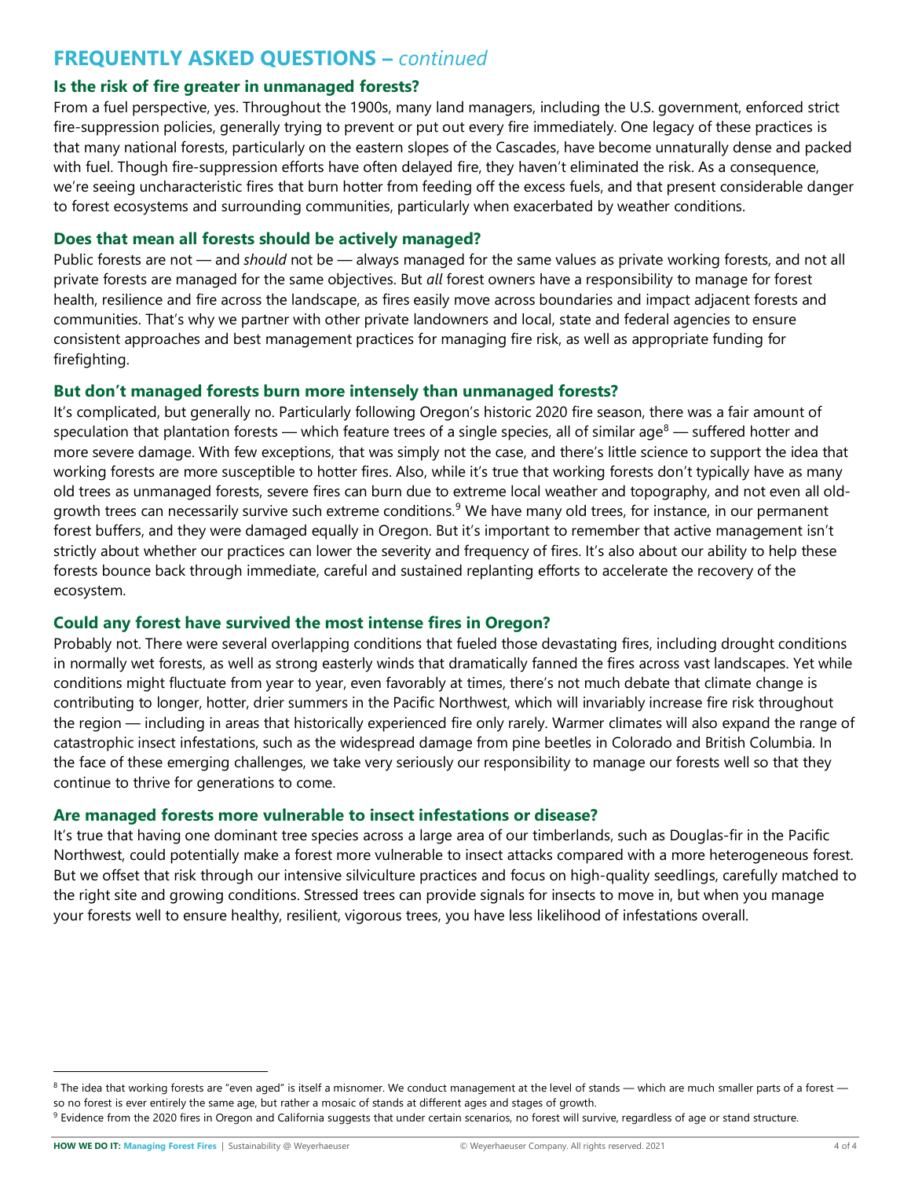## FREQUENTLY ASKED QUESTIONS – *continued*

### Is the risk of fire greater in unmanaged forests?

From a fuel perspective, yes. Throughout the 1900s, many land managers, including the U.S. government, enforced strict fire-suppression policies, generally trying to prevent or put out every fire immediately. One legacy of these practices is that many national forests, particularly on the eastern slopes of the Cascades, have become unnaturally dense and packed with fuel. Though fire-suppression efforts have often delayed fire, they haven't eliminated the risk. As a consequence, we're seeing uncharacteristic fires that burn hotter from feeding off the excess fuels, and that present considerable danger to forest ecosystems and surrounding communities, particularly when exacerbated by weather conditions.

### Does that mean all forests should be actively managed?

Public forests are not — and *should* not be — always managed for the same values as private working forests, and not all private forests are managed for the same objectives. But *all* forest owners have a responsibility to manage for forest health, resilience and fire across the landscape, as fires easily move across boundaries and impact adjacent forests and communities. That's why we partner with other private landowners and local, state and federal agencies to ensure consistent approaches and best management practices for managing fire risk, as well as appropriate funding for firefighting.

### But don't managed forests burn more intensely than unmanaged forests?

It's complicated, but generally no. Particularly following Oregon's historic 2020 fire season, there was a fair amount of speculation that plantation forests — which feature trees of a single species, all of similar age[8] — suffered hotter and more severe damage. With few exceptions, that was simply not the case, and there's little science to support the idea that working forests are more susceptible to hotter fires. Also, while it's true that working forests don't typically have as many old trees as unmanaged forests, severe fires can burn due to extreme local weather and topography, and not even all old-growth trees can necessarily survive such extreme conditions.[9] We have many old trees, for instance, in our permanent forest buffers, and they were damaged equally in Oregon. But it's important to remember that active management isn't strictly about whether our practices can lower the severity and frequency of fires. It's also about our ability to help these forests bounce back through immediate, careful and sustained replanting efforts to accelerate the recovery of the ecosystem.

### Could any forest have survived the most intense fires in Oregon?

Probably not. There were several overlapping conditions that fueled those devastating fires, including drought conditions in normally wet forests, as well as strong easterly winds that dramatically fanned the fires across vast landscapes. Yet while conditions might fluctuate from year to year, even favorably at times, there's not much debate that climate change is contributing to longer, hotter, drier summers in the Pacific Northwest, which will invariably increase fire risk throughout the region — including in areas that historically experienced fire only rarely. Warmer climates will also expand the range of catastrophic insect infestations, such as the widespread damage from pine beetles in Colorado and British Columbia. In the face of these emerging challenges, we take very seriously our responsibility to manage our forests well so that they continue to thrive for generations to come.

### Are managed forests more vulnerable to insect infestations or disease?

It's true that having one dominant tree species across a large area of our timberlands, such as Douglas-fir in the Pacific Northwest, could potentially make a forest more vulnerable to insect attacks compared with a more heterogeneous forest. But we offset that risk through our intensive silviculture practices and focus on high-quality seedlings, carefully matched to the right site and growing conditions. Stressed trees can provide signals for insects to move in, but when you manage your forests well to ensure healthy, resilient, vigorous trees, you have less likelihood of infestations overall.

---

[8] The idea that working forests are "even aged" is itself a misnomer. We conduct management at the level of stands — which are much smaller parts of a forest — so no forest is ever entirely the same age, but rather a mosaic of stands at different ages and stages of growth.

[9] Evidence from the 2020 fires in Oregon and California suggests that under certain scenarios, no forest will survive, regardless of age or stand structure.